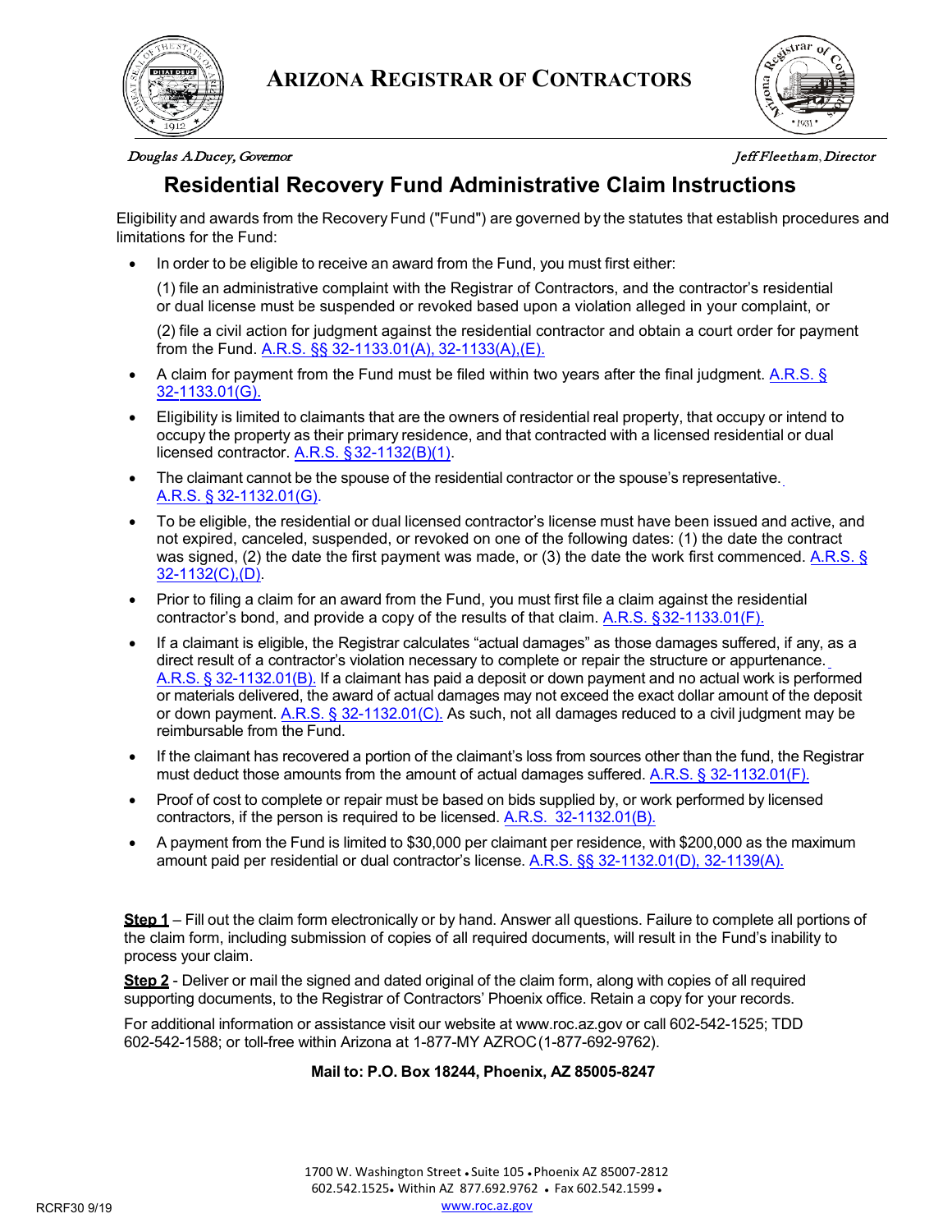# ARIZONA REGISTRAR OF CONTRACTORS

*Douglas A.Ducey, Governor* *Jeff Fleetham, Director*

## Residential Recovery Fund Administrative Claim Instructions

Eligibility and awards from the Recovery Fund ("Fund") are governed by the statutes that establish procedures and limitations for the Fund:

- In order to be eligible to receive an award from the Fund, you must first either:

  (1) file an administrative complaint with the Registrar of Contractors, and the contractor's residential or dual license must be suspended or revoked based upon a violation alleged in your complaint, or

  (2) file a civil action for judgment against the residential contractor and obtain a court order for payment from the Fund. A.R.S. §§ 32-1133.01(A), 32-1133(A),(E).

- A claim for payment from the Fund must be filed within two years after the final judgment. A.R.S. § 32-1133.01(G).
- Eligibility is limited to claimants that are the owners of residential real property, that occupy or intend to occupy the property as their primary residence, and that contracted with a licensed residential or dual licensed contractor. A.R.S. §32-1132(B)(1).
- The claimant cannot be the spouse of the residential contractor or the spouse's representative. A.R.S. § 32-1132.01(G).
- To be eligible, the residential or dual licensed contractor's license must have been issued and active, and not expired, canceled, suspended, or revoked on one of the following dates: (1) the date the contract was signed, (2) the date the first payment was made, or (3) the date the work first commenced. A.R.S. § 32-1132(C),(D).
- Prior to filing a claim for an award from the Fund, you must first file a claim against the residential contractor's bond, and provide a copy of the results of that claim. A.R.S. §32-1133.01(F).
- If a claimant is eligible, the Registrar calculates "actual damages" as those damages suffered, if any, as a direct result of a contractor's violation necessary to complete or repair the structure or appurtenance. A.R.S. § 32-1132.01(B). If a claimant has paid a deposit or down payment and no actual work is performed or materials delivered, the award of actual damages may not exceed the exact dollar amount of the deposit or down payment. A.R.S. § 32-1132.01(C). As such, not all damages reduced to a civil judgment may be reimbursable from the Fund.
- If the claimant has recovered a portion of the claimant's loss from sources other than the fund, the Registrar must deduct those amounts from the amount of actual damages suffered. A.R.S. § 32-1132.01(F).
- Proof of cost to complete or repair must be based on bids supplied by, or work performed by licensed contractors, if the person is required to be licensed. A.R.S. 32-1132.01(B).
- A payment from the Fund is limited to $30,000 per claimant per residence, with $200,000 as the maximum amount paid per residential or dual contractor's license. A.R.S. §§ 32-1132.01(D), 32-1139(A).

**Step 1** – Fill out the claim form electronically or by hand. Answer all questions. Failure to complete all portions of the claim form, including submission of copies of all required documents, will result in the Fund's inability to process your claim.

**Step 2** - Deliver or mail the signed and dated original of the claim form, along with copies of all required supporting documents, to the Registrar of Contractors' Phoenix office. Retain a copy for your records.

For additional information or assistance visit our website at www.roc.az.gov or call 602-542-1525; TDD 602-542-1588; or toll-free within Arizona at 1-877-MY AZROC (1-877-692-9762).

**Mail to: P.O. Box 18244, Phoenix, AZ 85005-8247**

1700 W. Washington Street • Suite 105 • Phoenix AZ 85007-2812
602.542.1525 • Within AZ 877.692.9762 • Fax 602.542.1599 •
www.roc.az.gov

RCRF30 9/19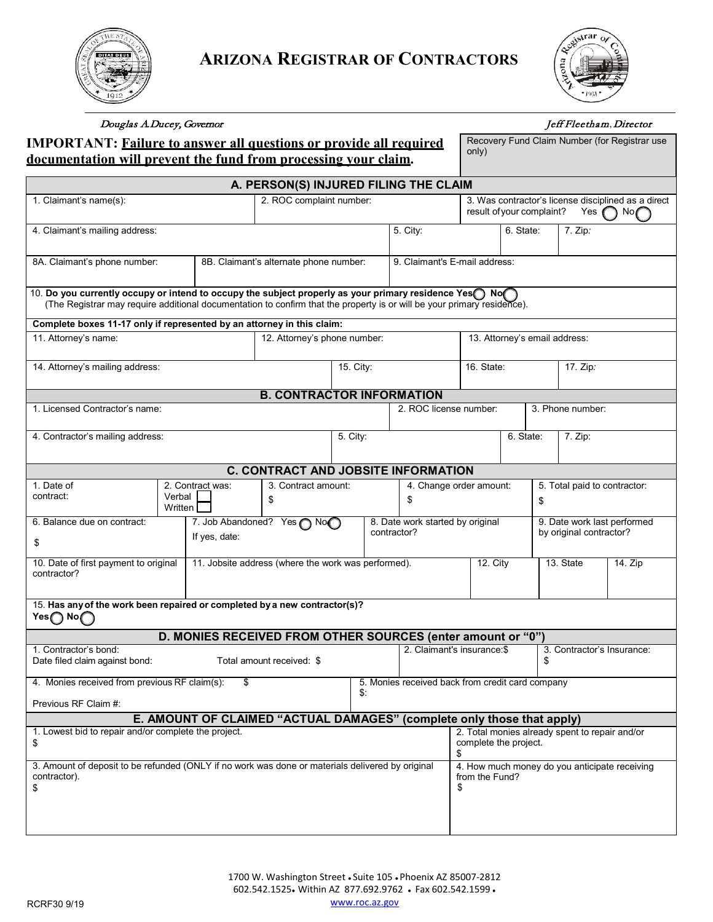# ARIZONA REGISTRAR OF CONTRACTORS

*Douglas A. Ducey, Governor* *Jeff Fleetham, Director*

**IMPORTANT: Failure to answer all questions or provide all required documentation will prevent the fund from processing your claim.**

| Recovery Fund Claim Number (for Registrar use only) |
|---|
| |

## A. PERSON(S) INJURED FILING THE CLAIM

| 1. Claimant's name(s): | 2. ROC complaint number: | 3. Was contractor's license disciplined as a direct result of your complaint? Yes ◯ No ◯ |
|---|---|---|

| 4. Claimant's mailing address: | 5. City: | 6. State: | 7. Zip: |
|---|---|---|---|

| 8A. Claimant's phone number: | 8B. Claimant's alternate phone number: | 9. Claimant's E-mail address: |
|---|---|---|

10. **Do you currently occupy or intend to occupy the subject properly as your primary residence Yes ◯ No ◯**
(The Registrar may require additional documentation to confirm that the property is or will be your primary residence).

**Complete boxes 11-17 only if represented by an attorney in this claim:**

| 11. Attorney's name: | 12. Attorney's phone number: | 13. Attorney's email address: |
|---|---|---|

| 14. Attorney's mailing address: | 15. City: | 16. State: | 17. Zip: |
|---|---|---|---|

## B. CONTRACTOR INFORMATION

| 1. Licensed Contractor's name: | 2. ROC license number: | 3. Phone number: |
|---|---|---|

| 4. Contractor's mailing address: | 5. City: | 6. State: | 7. Zip: |
|---|---|---|---|

## C. CONTRACT AND JOBSITE INFORMATION

| 1. Date of contract: | 2. Contract was: Verbal ☐ Written ☐ | 3. Contract amount: $ | 4. Change order amount: $ | 5. Total paid to contractor: $ |
|---|---|---|---|---|

| 6. Balance due on contract: $ | 7. Job Abandoned? Yes ◯ No ◯ If yes, date: | 8. Date work started by original contractor? | 9. Date work last performed by original contractor? |
|---|---|---|---|

| 10. Date of first payment to original contractor? | 11. Jobsite address (where the work was performed). | 12. City | 13. State | 14. Zip |
|---|---|---|---|---|

15. **Has any of the work been repaired or completed by a new contractor(s)?**
**Yes ◯ No ◯**

## D. MONIES RECEIVED FROM OTHER SOURCES (enter amount or "0")

| 1. Contractor's bond: Date filed claim against bond: Total amount received: $ | 2. Claimant's insurance: $ | 3. Contractor's Insurance: $ |
|---|---|---|

| 4. Monies received from previous RF claim(s): $ Previous RF Claim #: | 5. Monies received back from credit card company $: |
|---|---|

## E. AMOUNT OF CLAIMED "ACTUAL DAMAGES" (complete only those that apply)

| 1. Lowest bid to repair and/or complete the project. $ | 2. Total monies already spent to repair and/or complete the project. $ |
|---|---|
| 3. Amount of deposit to be refunded (ONLY if no work was done or materials delivered by original contractor). $ | 4. How much money do you anticipate receiving from the Fund? $ |

1700 W. Washington Street • Suite 105 • Phoenix AZ 85007-2812
602.542.1525 • Within AZ 877.692.9762 • Fax 602.542.1599 •
www.roc.az.gov

RCRF30 9/19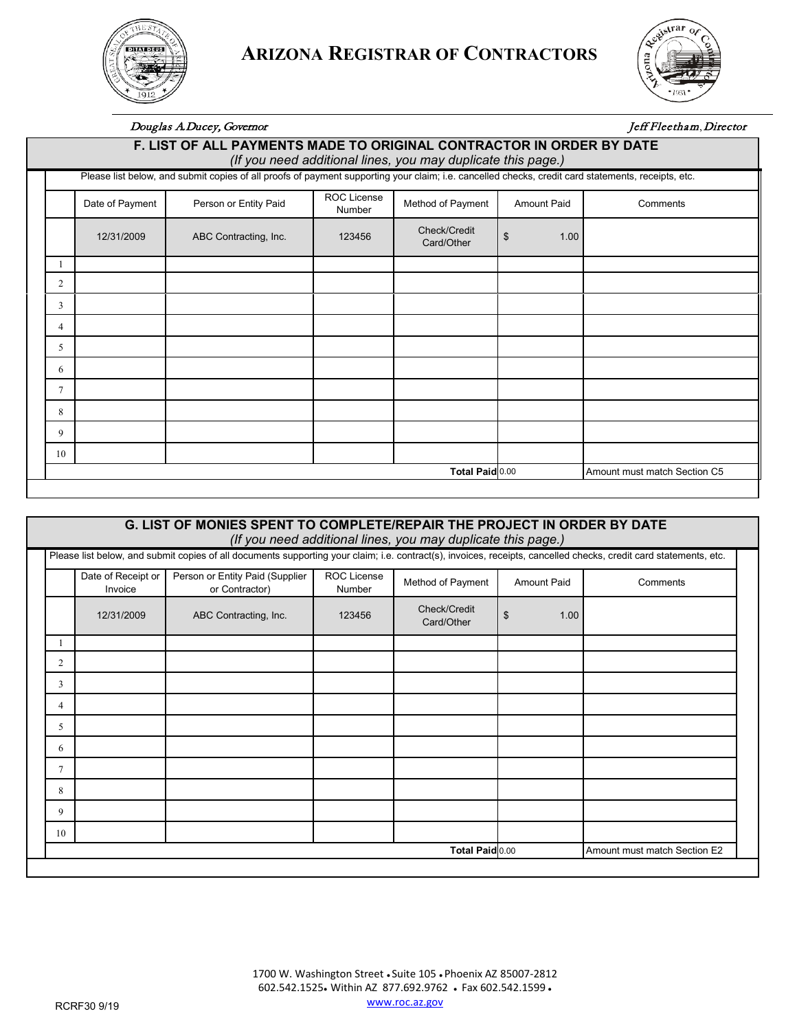# ARIZONA REGISTRAR OF CONTRACTORS

*Douglas A. Ducey, Governor*

*Jeff Fleetham, Director*

## F. LIST OF ALL PAYMENTS MADE TO ORIGINAL CONTRACTOR IN ORDER BY DATE

*(If you need additional lines, you may duplicate this page.)*

Please list below, and submit copies of all proofs of payment supporting your claim; i.e. cancelled checks, credit card statements, receipts, etc.

| | Date of Payment | Person or Entity Paid | ROC License Number | Method of Payment | Amount Paid | Comments |
|---|---|---|---|---|---|---|
| | 12/31/2009 | ABC Contracting, Inc. | 123456 | Check/Credit Card/Other | $ 1.00 | |
| 1 | | | | | | |
| 2 | | | | | | |
| 3 | | | | | | |
| 4 | | | | | | |
| 5 | | | | | | |
| 6 | | | | | | |
| 7 | | | | | | |
| 8 | | | | | | |
| 9 | | | | | | |
| 10 | | | | | | |
| | | | | **Total Paid** | 0.00 | Amount must match Section C5 |

## G. LIST OF MONIES SPENT TO COMPLETE/REPAIR THE PROJECT IN ORDER BY DATE

*(If you need additional lines, you may duplicate this page.)*

Please list below, and submit copies of all documents supporting your claim; i.e. contract(s), invoices, receipts, cancelled checks, credit card statements, etc.

| | Date of Receipt or Invoice | Person or Entity Paid (Supplier or Contractor) | ROC License Number | Method of Payment | Amount Paid | Comments |
|---|---|---|---|---|---|---|
| | 12/31/2009 | ABC Contracting, Inc. | 123456 | Check/Credit Card/Other | $ 1.00 | |
| 1 | | | | | | |
| 2 | | | | | | |
| 3 | | | | | | |
| 4 | | | | | | |
| 5 | | | | | | |
| 6 | | | | | | |
| 7 | | | | | | |
| 8 | | | | | | |
| 9 | | | | | | |
| 10 | | | | | | |
| | | | | **Total Paid** | 0.00 | Amount must match Section E2 |

1700 W. Washington Street • Suite 105 • Phoenix AZ 85007-2812
602.542.1525 • Within AZ 877.692.9762 • Fax 602.542.1599 •
www.roc.az.gov

RCRF30 9/19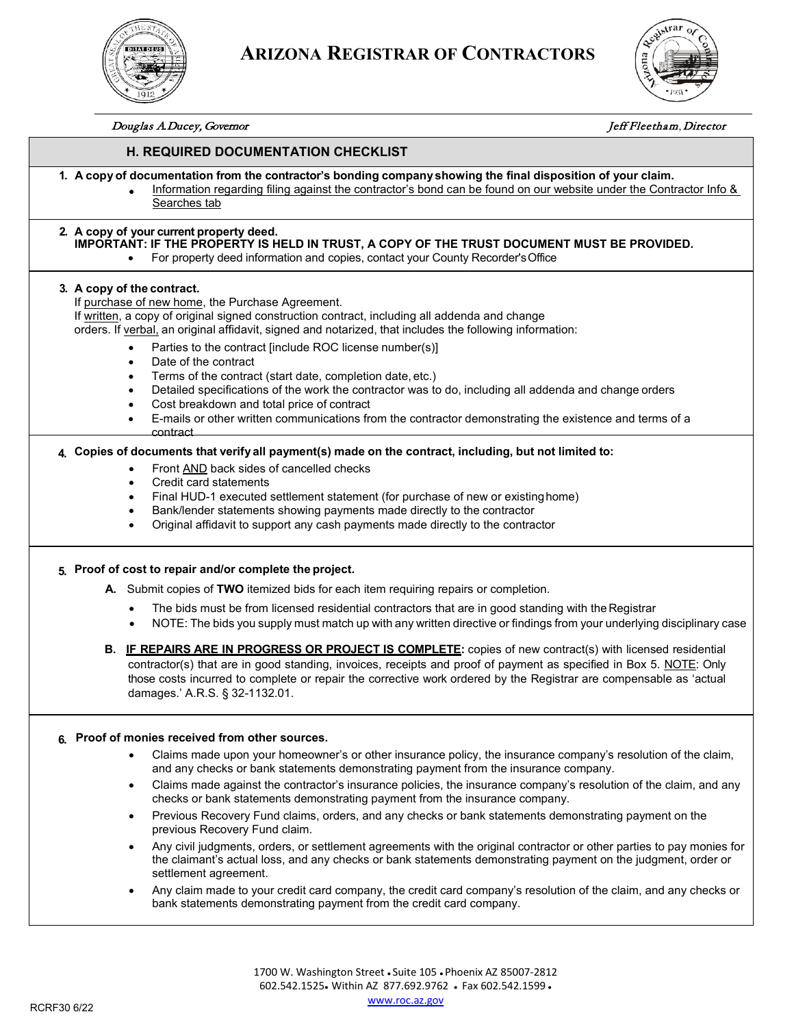# Arizona Registrar of Contractors

*Douglas A. Ducey, Governor* *Jeff Fleetham, Director*

## H. REQUIRED DOCUMENTATION CHECKLIST

**1. A copy of documentation from the contractor's bonding company showing the final disposition of your claim.**

- Information regarding filing against the contractor's bond can be found on our website under the Contractor Info & Searches tab

**2. A copy of your current property deed.**
**IMPORTANT: IF THE PROPERTY IS HELD IN TRUST, A COPY OF THE TRUST DOCUMENT MUST BE PROVIDED.**

- For property deed information and copies, contact your County Recorder's Office

**3. A copy of the contract.**
If purchase of new home, the Purchase Agreement.
If written, a copy of original signed construction contract, including all addenda and change orders. If verbal, an original affidavit, signed and notarized, that includes the following information:

- Parties to the contract [include ROC license number(s)]
- Date of the contract
- Terms of the contract (start date, completion date, etc.)
- Detailed specifications of the work the contractor was to do, including all addenda and change orders
- Cost breakdown and total price of contract
- E-mails or other written communications from the contractor demonstrating the existence and terms of a contract

**4. Copies of documents that verify all payment(s) made on the contract, including, but not limited to:**

- Front AND back sides of cancelled checks
- Credit card statements
- Final HUD-1 executed settlement statement (for purchase of new or existing home)
- Bank/lender statements showing payments made directly to the contractor
- Original affidavit to support any cash payments made directly to the contractor

**5. Proof of cost to repair and/or complete the project.**

**A.** Submit copies of **TWO** itemized bids for each item requiring repairs or completion.

- The bids must be from licensed residential contractors that are in good standing with the Registrar
- NOTE: The bids you supply must match up with any written directive or findings from your underlying disciplinary case

**B. IF REPAIRS ARE IN PROGRESS OR PROJECT IS COMPLETE:** copies of new contract(s) with licensed residential contractor(s) that are in good standing, invoices, receipts and proof of payment as specified in Box 5. NOTE: Only those costs incurred to complete or repair the corrective work ordered by the Registrar are compensable as 'actual damages.' A.R.S. § 32-1132.01.

**6. Proof of monies received from other sources.**

- Claims made upon your homeowner's or other insurance policy, the insurance company's resolution of the claim, and any checks or bank statements demonstrating payment from the insurance company.
- Claims made against the contractor's insurance policies, the insurance company's resolution of the claim, and any checks or bank statements demonstrating payment from the insurance company.
- Previous Recovery Fund claims, orders, and any checks or bank statements demonstrating payment on the previous Recovery Fund claim.
- Any civil judgments, orders, or settlement agreements with the original contractor or other parties to pay monies for the claimant's actual loss, and any checks or bank statements demonstrating payment on the judgment, order or settlement agreement.
- Any claim made to your credit card company, the credit card company's resolution of the claim, and any checks or bank statements demonstrating payment from the credit card company.

1700 W. Washington Street • Suite 105 • Phoenix AZ 85007-2812
602.542.1525 • Within AZ 877.692.9762 • Fax 602.542.1599 •
www.roc.az.gov

RCRF30 6/22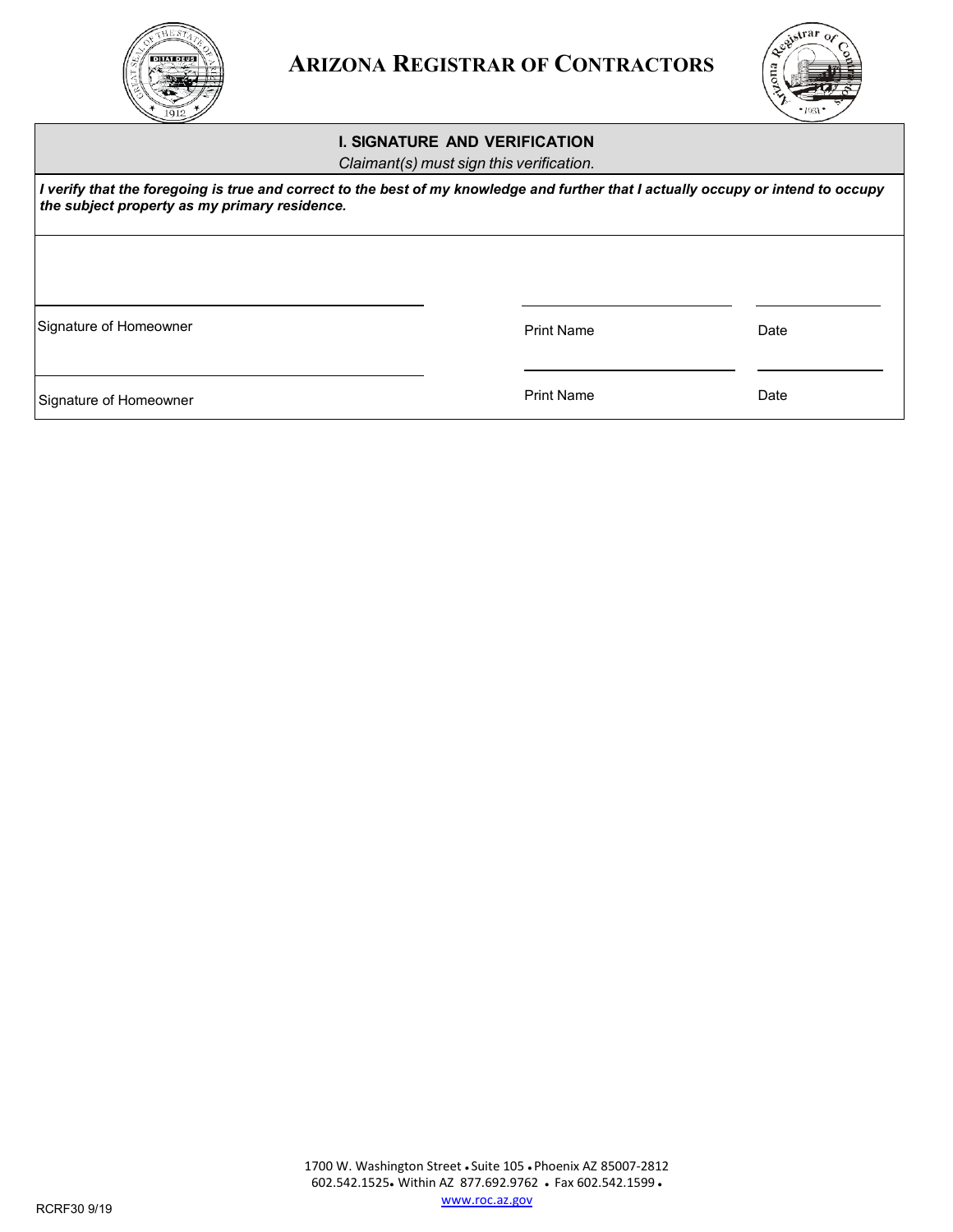# ARIZONA REGISTRAR OF CONTRACTORS

## I. SIGNATURE AND VERIFICATION

*Claimant(s) must sign this verification.*

***I verify that the foregoing is true and correct to the best of my knowledge and further that I actually occupy or intend to occupy the subject property as my primary residence.***

| | | |
|---|---|---|
| Signature of Homeowner | Print Name | Date |
| Signature of Homeowner | Print Name | Date |

1700 W. Washington Street • Suite 105 • Phoenix AZ 85007-2812
602.542.1525 • Within AZ 877.692.9762 • Fax 602.542.1599 •
www.roc.az.gov

RCRF30 9/19